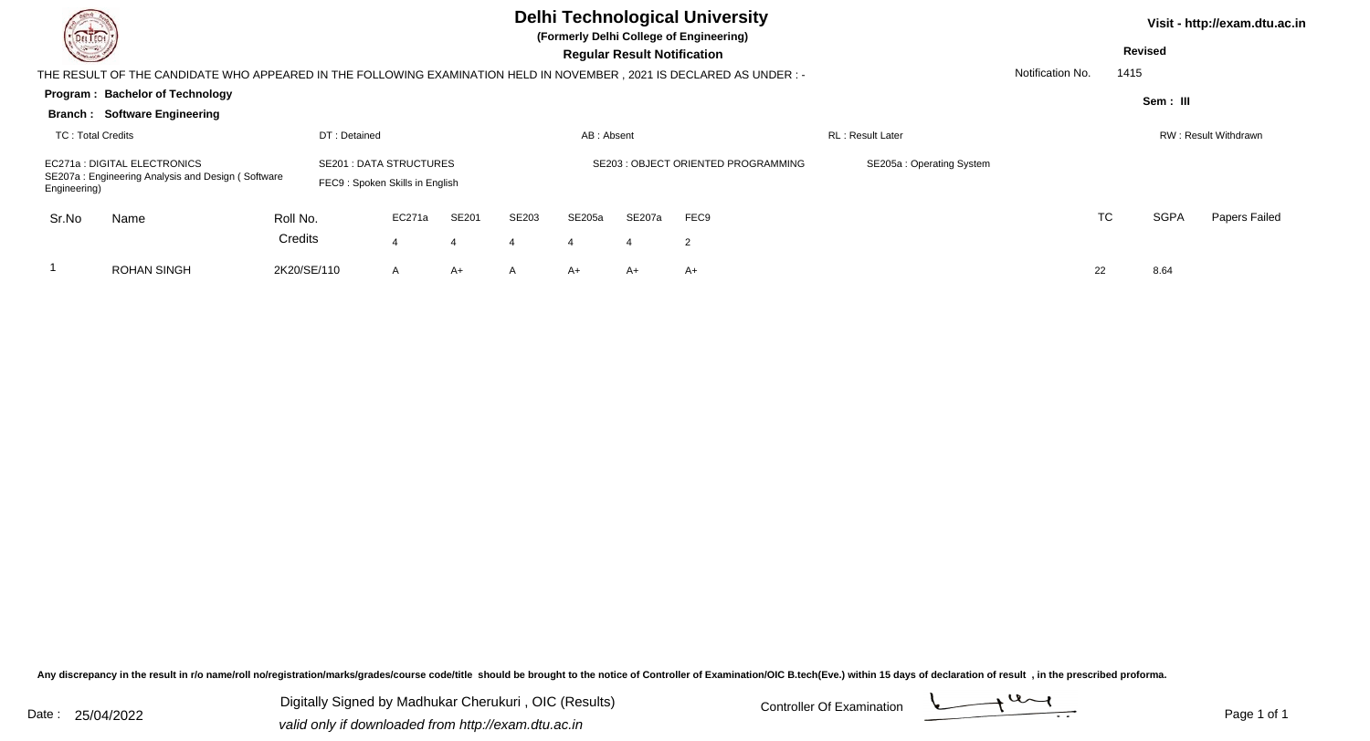# Delhi Technological University

**(Formerly Delhi College of Engineering)**

**Regular Result Notification**

Visit - http://exam.dtu.ac.in

**Revised**

THE RESULT OF THE CANDIDATE WHO APPEARED IN THE FOLLOWING EXAMINATION HELD IN NOVEMBER , 2021 IS DECLARED AS UNDER : -

Notification No. 1415

**Program : Bachelor of Technology**

**Branch : Software Engineering**

**Sem : III**

TC : Total Credits | DT : Detained | AB : Absent | RL : Result Later | RW : Result Withdrawn

EC271a : DIGITAL ELECTRONICS
SE201 : DATA STRUCTURES
SE203 : OBJECT ORIENTED PROGRAMMING
SE205a : Operating System
SE207a : Engineering Analysis and Design ( Software Engineering)
FEC9 : Spoken Skills in English

| Sr.No | Name | Roll No. | EC271a | SE201 | SE203 | SE205a | SE207a | FEC9 | TC | SGPA | Papers Failed |
|---|---|---|---|---|---|---|---|---|---|---|---|
| | | Credits | 4 | 4 | 4 | 4 | 4 | 2 | | | |
| 1 | ROHAN SINGH | 2K20/SE/110 | A | A+ | A | A+ | A+ | A+ | 22 | 8.64 | |

Any discrepancy in the result in r/o name/roll no/registration/marks/grades/course code/title should be brought to the notice of Controller of Examination/OIC B.tech(Eve.) within 15 days of declaration of result , in the prescribed proforma.

Date : 25/04/2022

Digitally Signed by Madhukar Cherukuri , OIC (Results)
*valid only if downloaded from http://exam.dtu.ac.in*

Controller Of Examination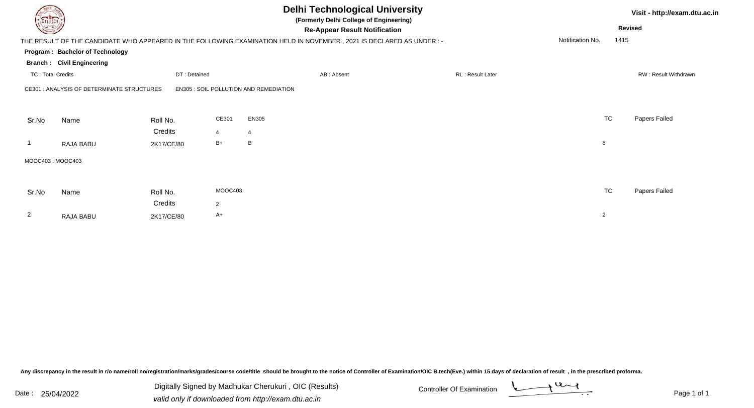# Delhi Technological University

**(Formerly Delhi College of Engineering)**

**Re-Appear Result Notification**

Visit - http://exam.dtu.ac.in

**Revised**

THE RESULT OF THE CANDIDATE WHO APPEARED IN THE FOLLOWING EXAMINATION HELD IN NOVEMBER , 2021 IS DECLARED AS UNDER : -

Notification No. 1415

**Program : Bachelor of Technology**

**Branch : Civil Engineering**

TC : Total Credits | DT : Detained | AB : Absent | RL : Result Later | RW : Result Withdrawn

CE301 : ANALYSIS OF DETERMINATE STRUCTURES    EN305 : SOIL POLLUTION AND REMEDIATION

| Sr.No | Name | Roll No. | CE301 | EN305 | TC | Papers Failed |
|---|---|---|---|---|---|---|
| | | Credits | 4 | 4 | | |
| 1 | RAJA BABU | 2K17/CE/80 | B+ | B | 8 | |

MOOC403 : MOOC403

| Sr.No | Name | Roll No. | MOOC403 | TC | Papers Failed |
|---|---|---|---|---|---|
| | | Credits | 2 | | |
| 2 | RAJA BABU | 2K17/CE/80 | A+ | 2 | |

Any discrepancy in the result in r/o name/roll no/registration/marks/grades/course code/title should be brought to the notice of Controller of Examination/OIC B.tech(Eve.) within 15 days of declaration of result , in the prescribed proforma.

Date : 25/04/2022

Digitally Signed by Madhukar Cherukuri , OIC (Results)

*valid only if downloaded from http://exam.dtu.ac.in*

Controller Of Examination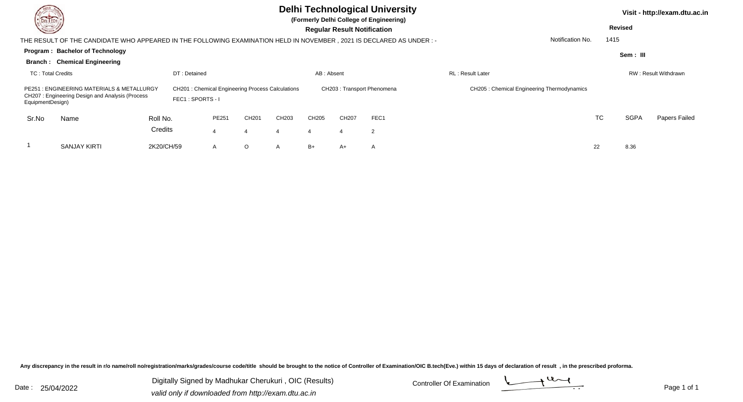# Delhi Technological University

**(Formerly Delhi College of Engineering)**

**Regular Result Notification**

Visit - http://exam.dtu.ac.in

**Revised**

THE RESULT OF THE CANDIDATE WHO APPEARED IN THE FOLLOWING EXAMINATION HELD IN NOVEMBER , 2021 IS DECLARED AS UNDER : -

Notification No. 1415

**Program : Bachelor of Technology**

**Branch : Chemical Engineering**

**Sem : III**

TC : Total Credits | DT : Detained | AB : Absent | RL : Result Later | RW : Result Withdrawn

PE251 : ENGINEERING MATERIALS & METALLURGY
CH201 : Chemical Engineering Process Calculations
CH203 : Transport Phenomena
CH205 : Chemical Engineering Thermodynamics
CH207 : Engineering Design and Analysis (Process EquipmentDesign)
FEC1 : SPORTS - I

| Sr.No | Name | Roll No. | PE251 | CH201 | CH203 | CH205 | CH207 | FEC1 | TC | SGPA | Papers Failed |
|---|---|---|---|---|---|---|---|---|---|---|---|
| | | Credits | 4 | 4 | 4 | 4 | 4 | 2 | | | |
| 1 | SANJAY KIRTI | 2K20/CH/59 | A | O | A | B+ | A+ | A | 22 | 8.36 | |

Any discrepancy in the result in r/o name/roll no/registration/marks/grades/course code/title should be brought to the notice of Controller of Examination/OIC B.tech(Eve.) within 15 days of declaration of result , in the prescribed proforma.

Date : 25/04/2022

Digitally Signed by Madhukar Cherukuri , OIC (Results)
*valid only if downloaded from http://exam.dtu.ac.in*

Controller Of Examination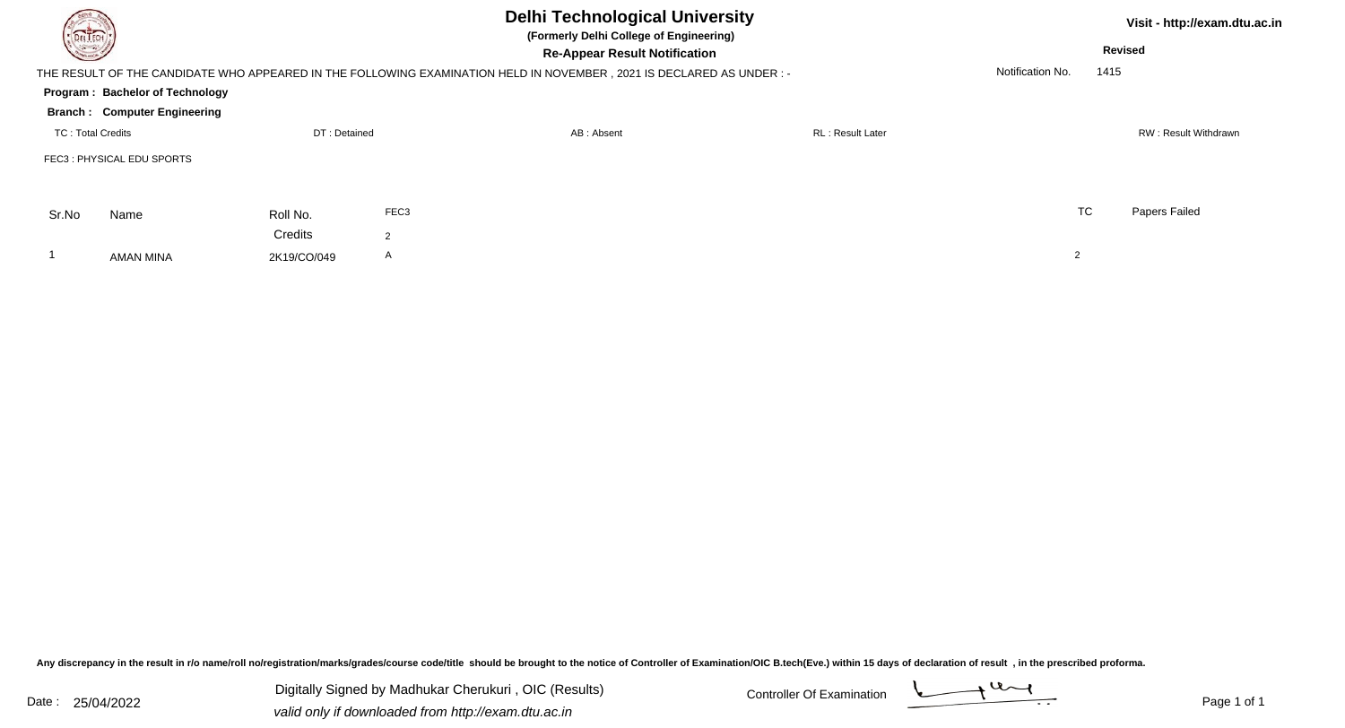# Delhi Technological University

**(Formerly Delhi College of Engineering)**

**Re-Appear Result Notification**

Visit - http://exam.dtu.ac.in

**Revised**

THE RESULT OF THE CANDIDATE WHO APPEARED IN THE FOLLOWING EXAMINATION HELD IN NOVEMBER , 2021 IS DECLARED AS UNDER : -

Notification No. 1415

**Program : Bachelor of Technology**

**Branch : Computer Engineering**

TC : Total Credits | DT : Detained | AB : Absent | RL : Result Later | RW : Result Withdrawn

FEC3 : PHYSICAL EDU SPORTS

| Sr.No | Name | Roll No. | FEC3 | TC | Papers Failed |
|---|---|---|---|---|---|
| | | Credits | 2 | | |
| 1 | AMAN MINA | 2K19/CO/049 | A | 2 | |

**Any discrepancy in the result in r/o name/roll no/registration/marks/grades/course code/title should be brought to the notice of Controller of Examination/OIC B.tech(Eve.) within 15 days of declaration of result , in the prescribed proforma.**

Date : 25/04/2022

Digitally Signed by Madhukar Cherukuri , OIC (Results)

*valid only if downloaded from http://exam.dtu.ac.in*

Controller Of Examination